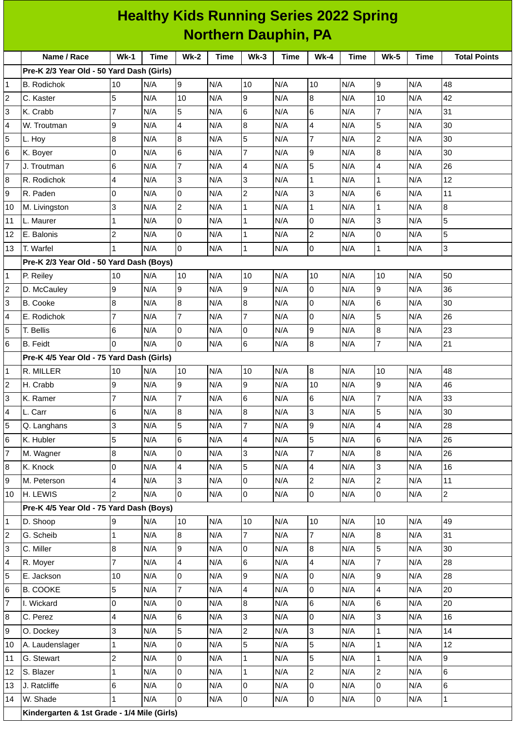# Healthy Kids Running Series 2022 Spring
## Northern Dauphin, PA

| | Name / Race | Wk-1 | Time | Wk-2 | Time | Wk-3 | Time | Wk-4 | Time | Wk-5 | Time | Total Points |
|---|---|---|---|---|---|---|---|---|---|---|---|---|
| | **Pre-K 2/3 Year Old - 50 Yard Dash (Girls)** | | | | | | | | | | | |
| 1 | B. Rodichok | 10 | N/A | 9 | N/A | 10 | N/A | 10 | N/A | 9 | N/A | 48 |
| 2 | C. Kaster | 5 | N/A | 10 | N/A | 9 | N/A | 8 | N/A | 10 | N/A | 42 |
| 3 | K. Crabb | 7 | N/A | 5 | N/A | 6 | N/A | 6 | N/A | 7 | N/A | 31 |
| 4 | W. Troutman | 9 | N/A | 4 | N/A | 8 | N/A | 4 | N/A | 5 | N/A | 30 |
| 5 | L. Hoy | 8 | N/A | 8 | N/A | 5 | N/A | 7 | N/A | 2 | N/A | 30 |
| 6 | K. Boyer | 0 | N/A | 6 | N/A | 7 | N/A | 9 | N/A | 8 | N/A | 30 |
| 7 | J. Troutman | 6 | N/A | 7 | N/A | 4 | N/A | 5 | N/A | 4 | N/A | 26 |
| 8 | R. Rodichok | 4 | N/A | 3 | N/A | 3 | N/A | 1 | N/A | 1 | N/A | 12 |
| 9 | R. Paden | 0 | N/A | 0 | N/A | 2 | N/A | 3 | N/A | 6 | N/A | 11 |
| 10 | M. Livingston | 3 | N/A | 2 | N/A | 1 | N/A | 1 | N/A | 1 | N/A | 8 |
| 11 | L. Maurer | 1 | N/A | 0 | N/A | 1 | N/A | 0 | N/A | 3 | N/A | 5 |
| 12 | E. Balonis | 2 | N/A | 0 | N/A | 1 | N/A | 2 | N/A | 0 | N/A | 5 |
| 13 | T. Warfel | 1 | N/A | 0 | N/A | 1 | N/A | 0 | N/A | 1 | N/A | 3 |
| | **Pre-K 2/3 Year Old - 50 Yard Dash (Boys)** | | | | | | | | | | | |
| 1 | P. Reiley | 10 | N/A | 10 | N/A | 10 | N/A | 10 | N/A | 10 | N/A | 50 |
| 2 | D. McCauley | 9 | N/A | 9 | N/A | 9 | N/A | 0 | N/A | 9 | N/A | 36 |
| 3 | B. Cooke | 8 | N/A | 8 | N/A | 8 | N/A | 0 | N/A | 6 | N/A | 30 |
| 4 | E. Rodichok | 7 | N/A | 7 | N/A | 7 | N/A | 0 | N/A | 5 | N/A | 26 |
| 5 | T. Bellis | 6 | N/A | 0 | N/A | 0 | N/A | 9 | N/A | 8 | N/A | 23 |
| 6 | B. Feidt | 0 | N/A | 0 | N/A | 6 | N/A | 8 | N/A | 7 | N/A | 21 |
| | **Pre-K 4/5 Year Old - 75 Yard Dash (Girls)** | | | | | | | | | | | |
| 1 | R. MILLER | 10 | N/A | 10 | N/A | 10 | N/A | 8 | N/A | 10 | N/A | 48 |
| 2 | H. Crabb | 9 | N/A | 9 | N/A | 9 | N/A | 10 | N/A | 9 | N/A | 46 |
| 3 | K. Ramer | 7 | N/A | 7 | N/A | 6 | N/A | 6 | N/A | 7 | N/A | 33 |
| 4 | L. Carr | 6 | N/A | 8 | N/A | 8 | N/A | 3 | N/A | 5 | N/A | 30 |
| 5 | Q. Langhans | 3 | N/A | 5 | N/A | 7 | N/A | 9 | N/A | 4 | N/A | 28 |
| 6 | K. Hubler | 5 | N/A | 6 | N/A | 4 | N/A | 5 | N/A | 6 | N/A | 26 |
| 7 | M. Wagner | 8 | N/A | 0 | N/A | 3 | N/A | 7 | N/A | 8 | N/A | 26 |
| 8 | K. Knock | 0 | N/A | 4 | N/A | 5 | N/A | 4 | N/A | 3 | N/A | 16 |
| 9 | M. Peterson | 4 | N/A | 3 | N/A | 0 | N/A | 2 | N/A | 2 | N/A | 11 |
| 10 | H. LEWIS | 2 | N/A | 0 | N/A | 0 | N/A | 0 | N/A | 0 | N/A | 2 |
| | **Pre-K 4/5 Year Old - 75 Yard Dash (Boys)** | | | | | | | | | | | |
| 1 | D. Shoop | 9 | N/A | 10 | N/A | 10 | N/A | 10 | N/A | 10 | N/A | 49 |
| 2 | G. Scheib | 1 | N/A | 8 | N/A | 7 | N/A | 7 | N/A | 8 | N/A | 31 |
| 3 | C. Miller | 8 | N/A | 9 | N/A | 0 | N/A | 8 | N/A | 5 | N/A | 30 |
| 4 | R. Moyer | 7 | N/A | 4 | N/A | 6 | N/A | 4 | N/A | 7 | N/A | 28 |
| 5 | E. Jackson | 10 | N/A | 0 | N/A | 9 | N/A | 0 | N/A | 9 | N/A | 28 |
| 6 | B. COOKE | 5 | N/A | 7 | N/A | 4 | N/A | 0 | N/A | 4 | N/A | 20 |
| 7 | I. Wickard | 0 | N/A | 0 | N/A | 8 | N/A | 6 | N/A | 6 | N/A | 20 |
| 8 | C. Perez | 4 | N/A | 6 | N/A | 3 | N/A | 0 | N/A | 3 | N/A | 16 |
| 9 | O. Dockey | 3 | N/A | 5 | N/A | 2 | N/A | 3 | N/A | 1 | N/A | 14 |
| 10 | A. Laudenslager | 1 | N/A | 0 | N/A | 5 | N/A | 5 | N/A | 1 | N/A | 12 |
| 11 | G. Stewart | 2 | N/A | 0 | N/A | 1 | N/A | 5 | N/A | 1 | N/A | 9 |
| 12 | S. Blazer | 1 | N/A | 0 | N/A | 1 | N/A | 2 | N/A | 2 | N/A | 6 |
| 13 | J. Ratcliffe | 6 | N/A | 0 | N/A | 0 | N/A | 0 | N/A | 0 | N/A | 6 |
| 14 | W. Shade | 1 | N/A | 0 | N/A | 0 | N/A | 0 | N/A | 0 | N/A | 1 |
| | **Kindergarten & 1st Grade - 1/4 Mile (Girls)** | | | | | | | | | | | |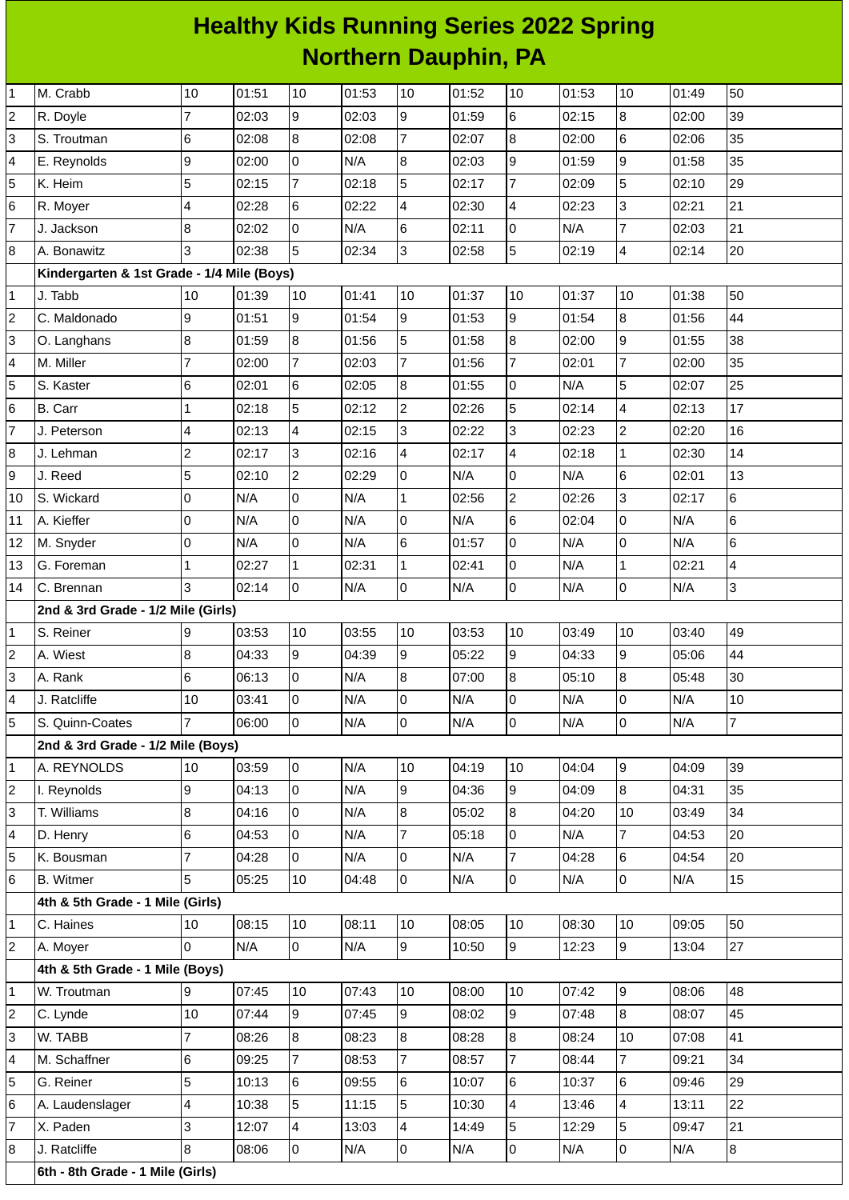# Healthy Kids Running Series 2022 Spring
## Northern Dauphin, PA

| | | | | | | | | | | | | |
|---|---|---|---|---|---|---|---|---|---|---|---|---|
| 1 | M. Crabb | 10 | 01:51 | 10 | 01:53 | 10 | 01:52 | 10 | 01:53 | 10 | 01:49 | 50 |
| 2 | R. Doyle | 7 | 02:03 | 9 | 02:03 | 9 | 01:59 | 6 | 02:15 | 8 | 02:00 | 39 |
| 3 | S. Troutman | 6 | 02:08 | 8 | 02:08 | 7 | 02:07 | 8 | 02:00 | 6 | 02:06 | 35 |
| 4 | E. Reynolds | 9 | 02:00 | 0 | N/A | 8 | 02:03 | 9 | 01:59 | 9 | 01:58 | 35 |
| 5 | K. Heim | 5 | 02:15 | 7 | 02:18 | 5 | 02:17 | 7 | 02:09 | 5 | 02:10 | 29 |
| 6 | R. Moyer | 4 | 02:28 | 6 | 02:22 | 4 | 02:30 | 4 | 02:23 | 3 | 02:21 | 21 |
| 7 | J. Jackson | 8 | 02:02 | 0 | N/A | 6 | 02:11 | 0 | N/A | 7 | 02:03 | 21 |
| 8 | A. Bonawitz | 3 | 02:38 | 5 | 02:34 | 3 | 02:58 | 5 | 02:19 | 4 | 02:14 | 20 |
| | **Kindergarten & 1st Grade - 1/4 Mile (Boys)** | | | | | | | | | | | |
| 1 | J. Tabb | 10 | 01:39 | 10 | 01:41 | 10 | 01:37 | 10 | 01:37 | 10 | 01:38 | 50 |
| 2 | C. Maldonado | 9 | 01:51 | 9 | 01:54 | 9 | 01:53 | 9 | 01:54 | 8 | 01:56 | 44 |
| 3 | O. Langhans | 8 | 01:59 | 8 | 01:56 | 5 | 01:58 | 8 | 02:00 | 9 | 01:55 | 38 |
| 4 | M. Miller | 7 | 02:00 | 7 | 02:03 | 7 | 01:56 | 7 | 02:01 | 7 | 02:00 | 35 |
| 5 | S. Kaster | 6 | 02:01 | 6 | 02:05 | 8 | 01:55 | 0 | N/A | 5 | 02:07 | 25 |
| 6 | B. Carr | 1 | 02:18 | 5 | 02:12 | 2 | 02:26 | 5 | 02:14 | 4 | 02:13 | 17 |
| 7 | J. Peterson | 4 | 02:13 | 4 | 02:15 | 3 | 02:22 | 3 | 02:23 | 2 | 02:20 | 16 |
| 8 | J. Lehman | 2 | 02:17 | 3 | 02:16 | 4 | 02:17 | 4 | 02:18 | 1 | 02:30 | 14 |
| 9 | J. Reed | 5 | 02:10 | 2 | 02:29 | 0 | N/A | 0 | N/A | 6 | 02:01 | 13 |
| 10 | S. Wickard | 0 | N/A | 0 | N/A | 1 | 02:56 | 2 | 02:26 | 3 | 02:17 | 6 |
| 11 | A. Kieffer | 0 | N/A | 0 | N/A | 0 | N/A | 6 | 02:04 | 0 | N/A | 6 |
| 12 | M. Snyder | 0 | N/A | 0 | N/A | 6 | 01:57 | 0 | N/A | 0 | N/A | 6 |
| 13 | G. Foreman | 1 | 02:27 | 1 | 02:31 | 1 | 02:41 | 0 | N/A | 1 | 02:21 | 4 |
| 14 | C. Brennan | 3 | 02:14 | 0 | N/A | 0 | N/A | 0 | N/A | 0 | N/A | 3 |
| | **2nd & 3rd Grade - 1/2 Mile (Girls)** | | | | | | | | | | | |
| 1 | S. Reiner | 9 | 03:53 | 10 | 03:55 | 10 | 03:53 | 10 | 03:49 | 10 | 03:40 | 49 |
| 2 | A. Wiest | 8 | 04:33 | 9 | 04:39 | 9 | 05:22 | 9 | 04:33 | 9 | 05:06 | 44 |
| 3 | A. Rank | 6 | 06:13 | 0 | N/A | 8 | 07:00 | 8 | 05:10 | 8 | 05:48 | 30 |
| 4 | J. Ratcliffe | 10 | 03:41 | 0 | N/A | 0 | N/A | 0 | N/A | 0 | N/A | 10 |
| 5 | S. Quinn-Coates | 7 | 06:00 | 0 | N/A | 0 | N/A | 0 | N/A | 0 | N/A | 7 |
| | **2nd & 3rd Grade - 1/2 Mile (Boys)** | | | | | | | | | | | |
| 1 | A. REYNOLDS | 10 | 03:59 | 0 | N/A | 10 | 04:19 | 10 | 04:04 | 9 | 04:09 | 39 |
| 2 | I. Reynolds | 9 | 04:13 | 0 | N/A | 9 | 04:36 | 9 | 04:09 | 8 | 04:31 | 35 |
| 3 | T. Williams | 8 | 04:16 | 0 | N/A | 8 | 05:02 | 8 | 04:20 | 10 | 03:49 | 34 |
| 4 | D. Henry | 6 | 04:53 | 0 | N/A | 7 | 05:18 | 0 | N/A | 7 | 04:53 | 20 |
| 5 | K. Bousman | 7 | 04:28 | 0 | N/A | 0 | N/A | 7 | 04:28 | 6 | 04:54 | 20 |
| 6 | B. Witmer | 5 | 05:25 | 10 | 04:48 | 0 | N/A | 0 | N/A | 0 | N/A | 15 |
| | **4th & 5th Grade - 1 Mile (Girls)** | | | | | | | | | | | |
| 1 | C. Haines | 10 | 08:15 | 10 | 08:11 | 10 | 08:05 | 10 | 08:30 | 10 | 09:05 | 50 |
| 2 | A. Moyer | 0 | N/A | 0 | N/A | 9 | 10:50 | 9 | 12:23 | 9 | 13:04 | 27 |
| | **4th & 5th Grade - 1 Mile (Boys)** | | | | | | | | | | | |
| 1 | W. Troutman | 9 | 07:45 | 10 | 07:43 | 10 | 08:00 | 10 | 07:42 | 9 | 08:06 | 48 |
| 2 | C. Lynde | 10 | 07:44 | 9 | 07:45 | 9 | 08:02 | 9 | 07:48 | 8 | 08:07 | 45 |
| 3 | W. TABB | 7 | 08:26 | 8 | 08:23 | 8 | 08:28 | 8 | 08:24 | 10 | 07:08 | 41 |
| 4 | M. Schaffner | 6 | 09:25 | 7 | 08:53 | 7 | 08:57 | 7 | 08:44 | 7 | 09:21 | 34 |
| 5 | G. Reiner | 5 | 10:13 | 6 | 09:55 | 6 | 10:07 | 6 | 10:37 | 6 | 09:46 | 29 |
| 6 | A. Laudenslager | 4 | 10:38 | 5 | 11:15 | 5 | 10:30 | 4 | 13:46 | 4 | 13:11 | 22 |
| 7 | X. Paden | 3 | 12:07 | 4 | 13:03 | 4 | 14:49 | 5 | 12:29 | 5 | 09:47 | 21 |
| 8 | J. Ratcliffe | 8 | 08:06 | 0 | N/A | 0 | N/A | 0 | N/A | 0 | N/A | 8 |
| | **6th - 8th Grade - 1 Mile (Girls)** | | | | | | | | | | | |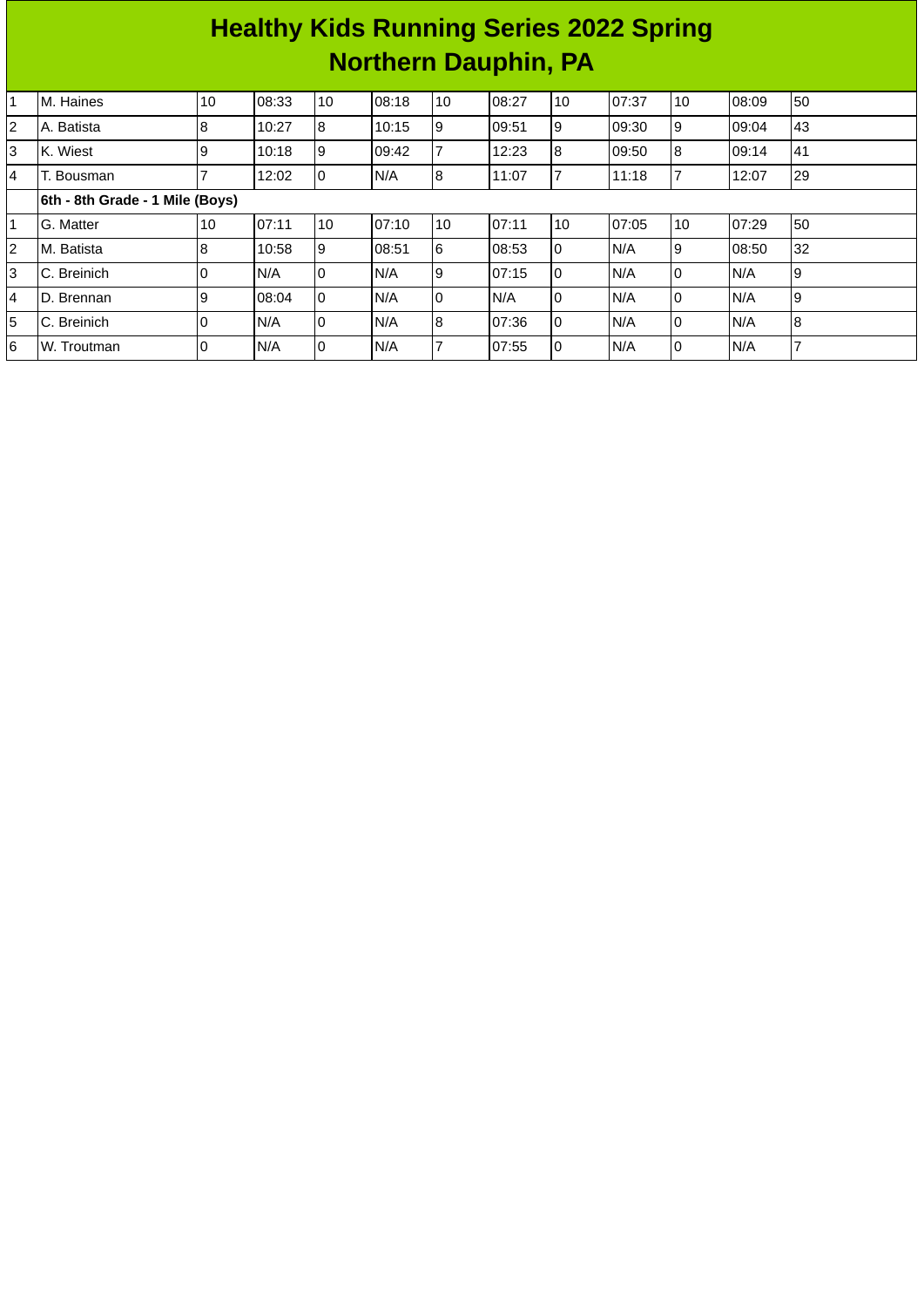# Healthy Kids Running Series 2022 Spring
## Northern Dauphin, PA

| | | | | | | | | | | | | |
|---|---|---|---|---|---|---|---|---|---|---|---|---|
| 1 | M. Haines | 10 | 08:33 | 10 | 08:18 | 10 | 08:27 | 10 | 07:37 | 10 | 08:09 | 50 |
| 2 | A. Batista | 8 | 10:27 | 8 | 10:15 | 9 | 09:51 | 9 | 09:30 | 9 | 09:04 | 43 |
| 3 | K. Wiest | 9 | 10:18 | 9 | 09:42 | 7 | 12:23 | 8 | 09:50 | 8 | 09:14 | 41 |
| 4 | T. Bousman | 7 | 12:02 | 0 | N/A | 8 | 11:07 | 7 | 11:18 | 7 | 12:07 | 29 |
| | **6th - 8th Grade - 1 Mile (Boys)** | | | | | | | | | | | |
| 1 | G. Matter | 10 | 07:11 | 10 | 07:10 | 10 | 07:11 | 10 | 07:05 | 10 | 07:29 | 50 |
| 2 | M. Batista | 8 | 10:58 | 9 | 08:51 | 6 | 08:53 | 0 | N/A | 9 | 08:50 | 32 |
| 3 | C. Breinich | 0 | N/A | 0 | N/A | 9 | 07:15 | 0 | N/A | 0 | N/A | 9 |
| 4 | D. Brennan | 9 | 08:04 | 0 | N/A | 0 | N/A | 0 | N/A | 0 | N/A | 9 |
| 5 | C. Breinich | 0 | N/A | 0 | N/A | 8 | 07:36 | 0 | N/A | 0 | N/A | 8 |
| 6 | W. Troutman | 0 | N/A | 0 | N/A | 7 | 07:55 | 0 | N/A | 0 | N/A | 7 |